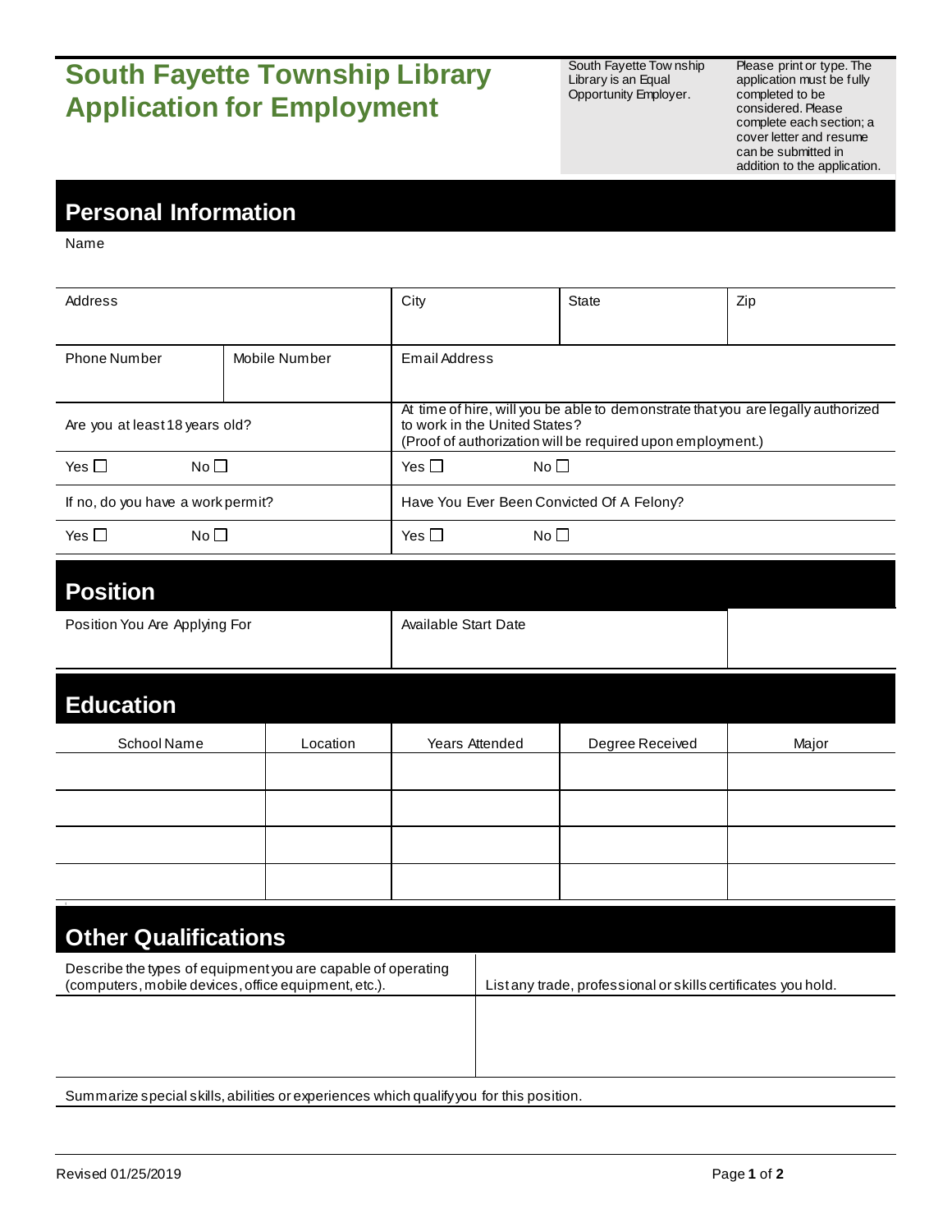# South Fayette Township Library Application for Employment

South Fayette Township Library is an Equal Opportunity Employer.

Please print or type. The application must be fully completed to be considered. Please complete each section; a cover letter and resume can be submitted in addition to the application.

## Personal Information

Name

| Address | | City | State | Zip |
|---|---|---|---|---|
| | | | | |

| Phone Number | Mobile Number | Email Address |
|---|---|---|
| | | |

| Are you at least 18 years old? | | At time of hire, will you be able to demonstrate that you are legally authorized to work in the United States? (Proof of authorization will be required upon employment.) | |
|---|---|---|---|
| Yes ☐ | No ☐ | Yes ☐ | No ☐ |
| If no, do you have a work permit? | | Have You Ever Been Convicted Of A Felony? | |
| Yes ☐ | No ☐ | Yes ☐ | No ☐ |

## Position

| Position You Are Applying For | Available Start Date | |
|---|---|---|
| | | |

## Education

| School Name | Location | Years Attended | Degree Received | Major |
|---|---|---|---|---|
| | | | | |
| | | | | |
| | | | | |
| | | | | |

## Other Qualifications

| Describe the types of equipment you are capable of operating (computers, mobile devices, office equipment, etc.). | List any trade, professional or skills certificates you hold. |
|---|---|
| | |

Summarize special skills, abilities or experiences which qualify you for this position.

Revised 01/25/2019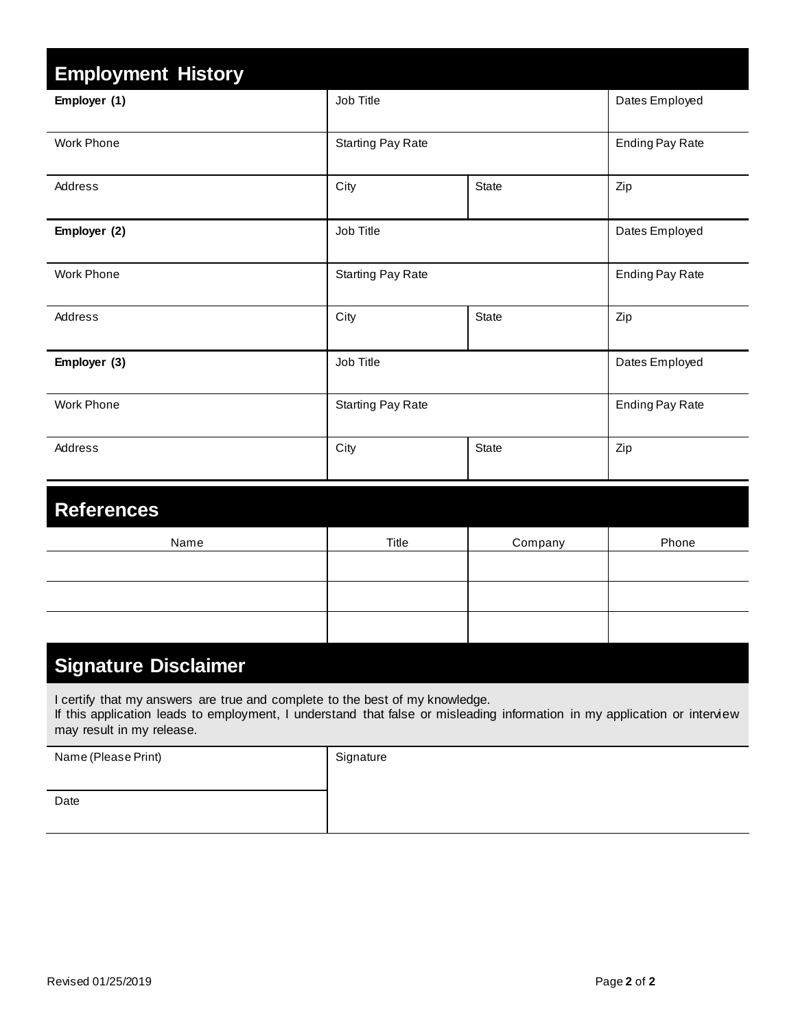## Employment History

| | | | |
|---|---|---|---|
| **Employer (1)** | Job Title | | Dates Employed |
| Work Phone | Starting Pay Rate | | Ending Pay Rate |
| Address | City | State | Zip |
| **Employer (2)** | Job Title | | Dates Employed |
| Work Phone | Starting Pay Rate | | Ending Pay Rate |
| Address | City | State | Zip |
| **Employer (3)** | Job Title | | Dates Employed |
| Work Phone | Starting Pay Rate | | Ending Pay Rate |
| Address | City | State | Zip |

## References

| Name | Title | Company | Phone |
|---|---|---|---|
| | | | |
| | | | |
| | | | |

## Signature Disclaimer

I certify that my answers are true and complete to the best of my knowledge.
If this application leads to employment, I understand that false or misleading information in my application or interview may result in my release.

| | |
|---|---|
| Name (Please Print) | Signature |
| Date | |

Revised 01/25/2019